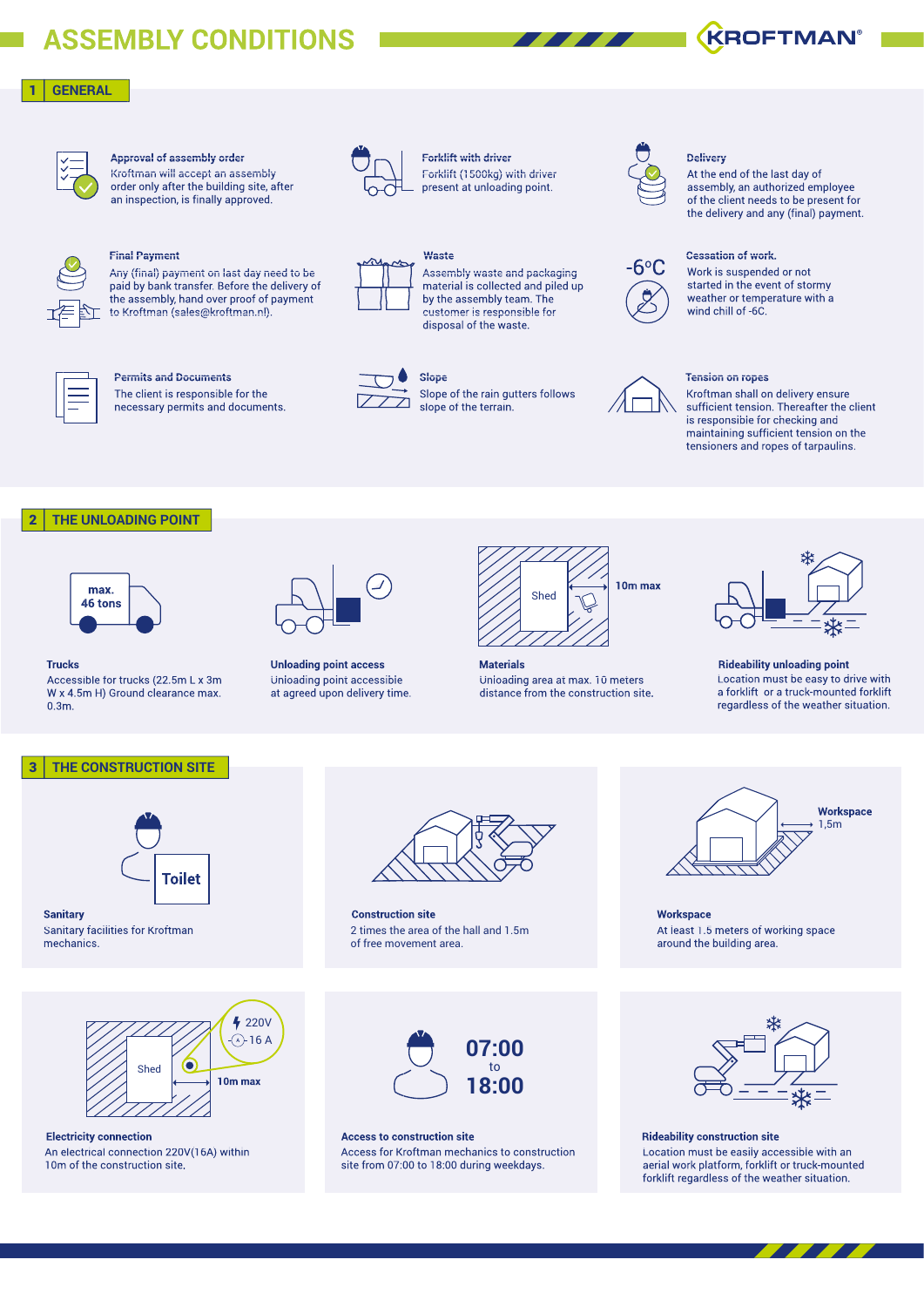# ASSEMBLY CONDITIONS

KROFTMAN®

## 1 GENERAL

**Approval of assembly order**
Kroftman will accept an assembly order only after the building site, after an inspection, is finally approved.

**Forklift with driver**
Forklift (1500kg) with driver present at unloading point.

**Delivery**
At the end of the last day of assembly, an authorized employee of the client needs to be present for the delivery and any (final) payment.

**Final Payment**
Any (final) payment on last day need to be paid by bank transfer. Before the delivery of the assembly, hand over proof of payment to Kroftman (sales@kroftman.nl).

**Waste**
Assembly waste and packaging material is collected and piled up by the assembly team. The customer is responsible for disposal of the waste.

**Cessation of work.**
-6°C
Work is suspended or not started in the event of stormy weather or temperature with a wind chill of -6C.

**Permits and Documents**
The client is responsible for the necessary permits and documents.

**Slope**
Slope of the rain gutters follows slope of the terrain.

**Tension on ropes**
Kroftman shall on delivery ensure sufficient tension. Thereafter the client is responsible for checking and maintaining sufficient tension on the tensioners and ropes of tarpaulins.

## 2 THE UNLOADING POINT

max. 46 tons

**Trucks**
Accessible for trucks (22.5m L x 3m W x 4.5m H) Ground clearance max. 0.3m.

**Unloading point access**
Unloading point accessible at agreed upon delivery time.

Shed — 10m max

**Materials**
Unloading area at max. 10 meters distance from the construction site.

**Rideability unloading point**
Location must be easy to drive with a forklift or a truck-mounted forklift regardless of the weather situation.

## 3 THE CONSTRUCTION SITE

Toilet

**Sanitary**
Sanitary facilities for Kroftman mechanics.

**Construction site**
2 times the area of the hall and 1.5m of free movement area.

Workspace 1,5m

**Workspace**
At least 1.5 meters of working space around the building area.

Shed — 10m max — 220V — 16 A

**Electricity connection**
An electrical connection 220V(16A) within 10m of the construction site.

07:00 to 18:00

**Access to construction site**
Access for Kroftman mechanics to construction site from 07:00 to 18:00 during weekdays.

**Rideability construction site**
Location must be easily accessible with an aerial work platform, forklift or truck-mounted forklift regardless of the weather situation.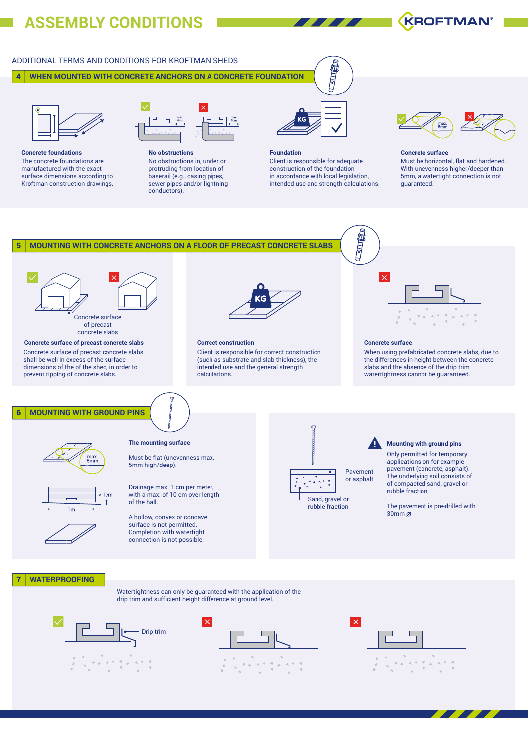# ASSEMBLY CONDITIONS

ADDITIONAL TERMS AND CONDITIONS FOR KROFTMAN SHEDS

## 4 WHEN MOUNTED WITH CONCRETE ANCHORS ON A CONCRETE FOUNDATION

**Concrete foundations**
The concrete foundations are manufactured with the exact surface dimensions according to Kroftman construction drawings.

**No obstructions**
No obstructions in, under or protruding from location of baserail (e.g., casing pipes, sewer pipes and/or lightning conductors).

**Foundation**
Client is responsible for adequate construction of the foundation in accordance with local legislation, intended use and strength calculations.

**Concrete surface**
Must be horizontal, flat and hardened. With unevenness higher/deeper than 5mm, a watertight connection is not guaranteed.

## 5 MOUNTING WITH CONCRETE ANCHORS ON A FLOOR OF PRECAST CONCRETE SLABS

Concrete surface of precast concrete slabs

**Concrete surface of precast concrete slabs**
Concrete surface of precast concrete slabs shall be well in excess of the surface dimensions of the of the shed, in order to prevent tipping of concrete slabs.

**Correct construction**
Client is responsible for correct construction (such as substrate and slab thickness), the intended use and the general strength calculations.

**Concrete surface**
When using prefabricated concrete slabs, due to the differences in height between the concrete slabs and the absence of the drip trim watertightness cannot be guaranteed.

## 6 MOUNTING WITH GROUND PINS

**The mounting surface**

Must be flat (unevenness max. 5mm high/deep).

Drainage max. 1 cm per meter, with a max. of 10 cm over length of the hall.

A hollow, convex or concave surface is not permitted. Completion with watertight connection is not possible.

Pavement or asphalt

Sand, gravel or rubble fraction

**Mounting with ground pins**
Only permitted for temporary applications on for example pavement (concrete, asphalt). The underlying soil consists of of compacted sand, gravel or rubble fraction.

The pavement is pre-drilled with 30mm ⌀

## 7 WATERPROOFING

Watertightness can only be guaranteed with the application of the drip trim and sufficient height difference at ground level.

Drip trim